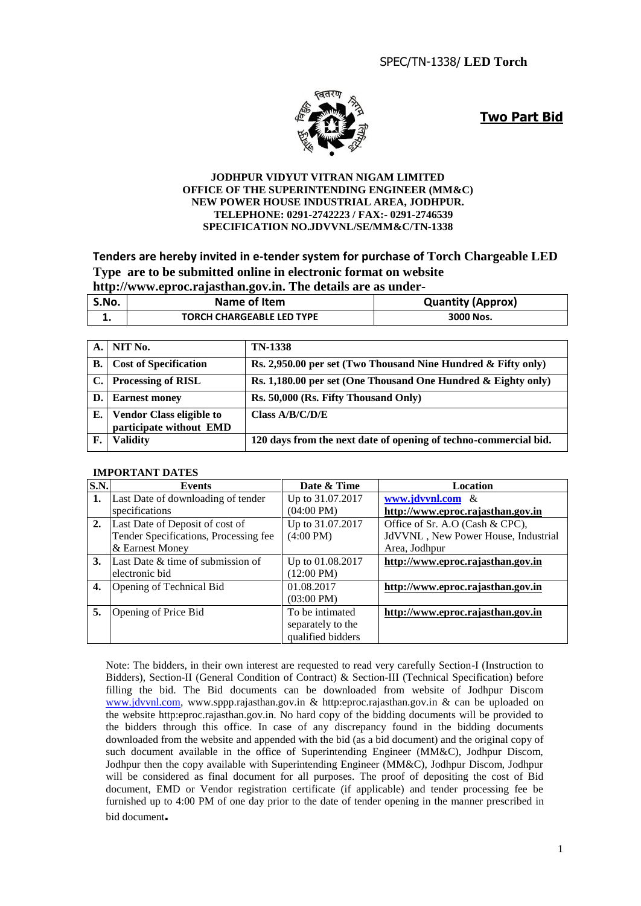SPEC/TN-1338/ **LED Torch**

**Two Part Bid**

**JODHPUR VIDYUT VITRAN NIGAM LIMITED**
**OFFICE OF THE SUPERINTENDING ENGINEER (MM&C)**
**NEW POWER HOUSE INDUSTRIAL AREA, JODHPUR.**
**TELEPHONE: 0291-2742223 / FAX:- 0291-2746539**
**SPECIFICATION NO.JDVVNL/SE/MM&C/TN-1338**

**Tenders are hereby invited in e-tender system for purchase of Torch Chargeable LED Type are to be submitted online in electronic format on website http://www.eproc.rajasthan.gov.in. The details are as under-**

| S.No. | Name of Item | Quantity (Approx) |
|---|---|---|
| 1. | TORCH CHARGEABLE LED TYPE | 3000 Nos. |

| | | |
|---|---|---|
| **A.** | **NIT No.** | **TN-1338** |
| **B.** | **Cost of Specification** | **Rs. 2,950.00 per set (Two Thousand Nine Hundred & Fifty only)** |
| **C.** | **Processing of RISL** | **Rs. 1,180.00 per set (One Thousand One Hundred & Eighty only)** |
| **D.** | **Earnest money** | **Rs. 50,000 (Rs. Fifty Thousand Only)** |
| **E.** | **Vendor Class eligible to participate without EMD** | **Class A/B/C/D/E** |
| **F.** | **Validity** | **120 days from the next date of opening of techno-commercial bid.** |

**IMPORTANT DATES**

| S.N. | Events | Date & Time | Location |
|---|---|---|---|
| **1.** | Last Date of downloading of tender specifications | Up to 31.07.2017 (04:00 PM) | www.jdvvnl.com & http://www.eproc.rajasthan.gov.in |
| **2.** | Last Date of Deposit of cost of Tender Specifications, Processing fee & Earnest Money | Up to 31.07.2017 (4:00 PM) | Office of Sr. A.O (Cash & CPC), JdVVNL , New Power House, Industrial Area, Jodhpur |
| **3.** | Last Date & time of submission of electronic bid | Up to 01.08.2017 (12:00 PM) | http://www.eproc.rajasthan.gov.in |
| **4.** | Opening of Technical Bid | 01.08.2017 (03:00 PM) | http://www.eproc.rajasthan.gov.in |
| **5.** | Opening of Price Bid | To be intimated separately to the qualified bidders | http://www.eproc.rajasthan.gov.in |

Note: The bidders, in their own interest are requested to read very carefully Section-I (Instruction to Bidders), Section-II (General Condition of Contract) & Section-III (Technical Specification) before filling the bid. The Bid documents can be downloaded from website of Jodhpur Discom www.jdvvnl.com, www.sppp.rajasthan.gov.in & http:eproc.rajasthan.gov.in & can be uploaded on the website http:eproc.rajasthan.gov.in. No hard copy of the bidding documents will be provided to the bidders through this office. In case of any discrepancy found in the bidding documents downloaded from the website and appended with the bid (as a bid document) and the original copy of such document available in the office of Superintending Engineer (MM&C), Jodhpur Discom, Jodhpur then the copy available with Superintending Engineer (MM&C), Jodhpur Discom, Jodhpur will be considered as final document for all purposes. The proof of depositing the cost of Bid document, EMD or Vendor registration certificate (if applicable) and tender processing fee be furnished up to 4:00 PM of one day prior to the date of tender opening in the manner prescribed in bid document.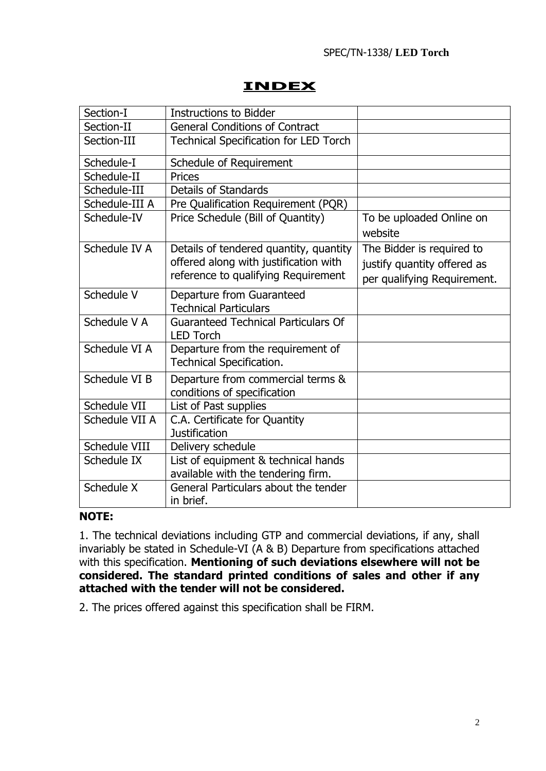# INDEX

| Section-I | Instructions to Bidder | |
|---|---|---|
| Section-II | General Conditions of Contract | |
| Section-III | Technical Specification for LED Torch | |
| Schedule-I | Schedule of Requirement | |
| Schedule-II | Prices | |
| Schedule-III | Details of Standards | |
| Schedule-III A | Pre Qualification Requirement (PQR) | |
| Schedule-IV | Price Schedule (Bill of Quantity) | To be uploaded Online on website |
| Schedule IV A | Details of tendered quantity, quantity offered along with justification with reference to qualifying Requirement | The Bidder is required to justify quantity offered as per qualifying Requirement. |
| Schedule V | Departure from Guaranteed Technical Particulars | |
| Schedule V A | Guaranteed Technical Particulars Of LED Torch | |
| Schedule VI A | Departure from the requirement of Technical Specification. | |
| Schedule VI B | Departure from commercial terms & conditions of specification | |
| Schedule VII | List of Past supplies | |
| Schedule VII A | C.A. Certificate for Quantity Justification | |
| Schedule VIII | Delivery schedule | |
| Schedule IX | List of equipment & technical hands available with the tendering firm. | |
| Schedule X | General Particulars about the tender in brief. | |

**NOTE:**

1. The technical deviations including GTP and commercial deviations, if any, shall invariably be stated in Schedule-VI (A & B) Departure from specifications attached with this specification. **Mentioning of such deviations elsewhere will not be considered. The standard printed conditions of sales and other if any attached with the tender will not be considered.**

2. The prices offered against this specification shall be FIRM.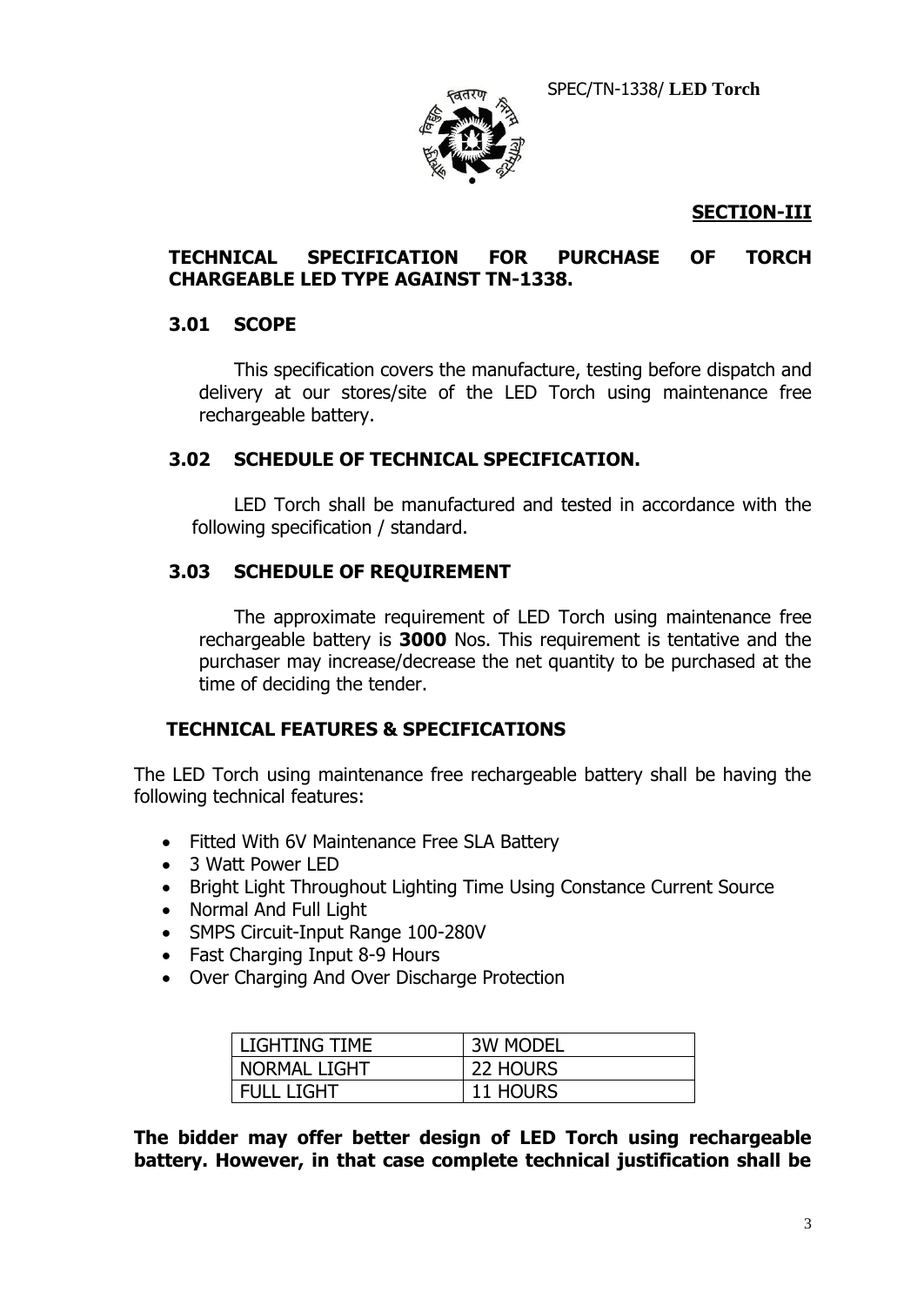## SECTION-III

### TECHNICAL SPECIFICATION FOR PURCHASE OF TORCH CHARGEABLE LED TYPE AGAINST TN-1338.

### 3.01 SCOPE

This specification covers the manufacture, testing before dispatch and delivery at our stores/site of the LED Torch using maintenance free rechargeable battery.

### 3.02 SCHEDULE OF TECHNICAL SPECIFICATION.

LED Torch shall be manufactured and tested in accordance with the following specification / standard.

### 3.03 SCHEDULE OF REQUIREMENT

The approximate requirement of LED Torch using maintenance free rechargeable battery is **3000** Nos. This requirement is tentative and the purchaser may increase/decrease the net quantity to be purchased at the time of deciding the tender.

### TECHNICAL FEATURES & SPECIFICATIONS

The LED Torch using maintenance free rechargeable battery shall be having the following technical features:

- Fitted With 6V Maintenance Free SLA Battery
- 3 Watt Power LED
- Bright Light Throughout Lighting Time Using Constance Current Source
- Normal And Full Light
- SMPS Circuit-Input Range 100-280V
- Fast Charging Input 8-9 Hours
- Over Charging And Over Discharge Protection

| LIGHTING TIME | 3W MODEL |
| --- | --- |
| NORMAL LIGHT | 22 HOURS |
| FULL LIGHT | 11 HOURS |

**The bidder may offer better design of LED Torch using rechargeable battery. However, in that case complete technical justification shall be**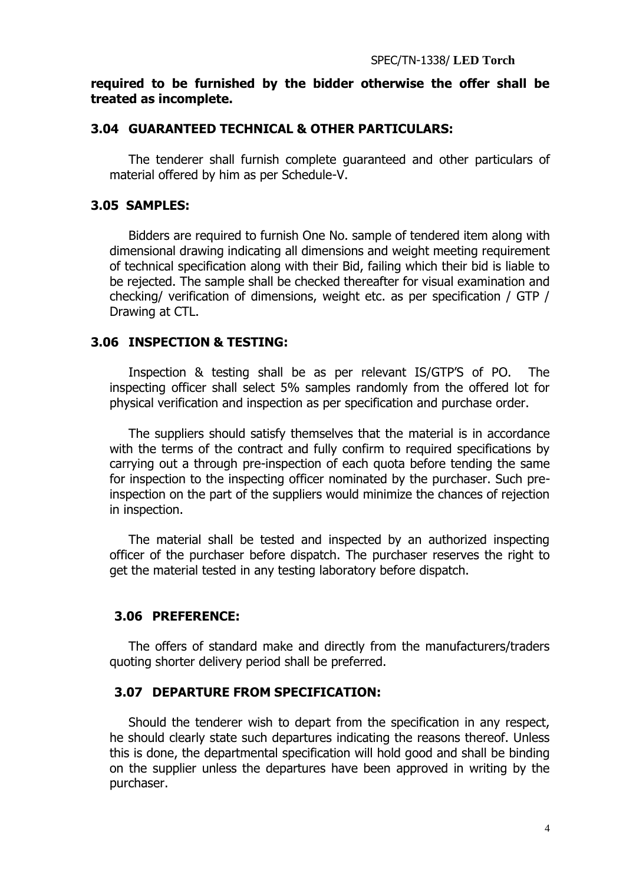**required to be furnished by the bidder otherwise the offer shall be treated as incomplete.**

### 3.04 GUARANTEED TECHNICAL & OTHER PARTICULARS:

The tenderer shall furnish complete guaranteed and other particulars of material offered by him as per Schedule-V.

### 3.05 SAMPLES:

Bidders are required to furnish One No. sample of tendered item along with dimensional drawing indicating all dimensions and weight meeting requirement of technical specification along with their Bid, failing which their bid is liable to be rejected. The sample shall be checked thereafter for visual examination and checking/ verification of dimensions, weight etc. as per specification / GTP / Drawing at CTL.

### 3.06 INSPECTION & TESTING:

Inspection & testing shall be as per relevant IS/GTP'S of PO. The inspecting officer shall select 5% samples randomly from the offered lot for physical verification and inspection as per specification and purchase order.

The suppliers should satisfy themselves that the material is in accordance with the terms of the contract and fully confirm to required specifications by carrying out a through pre-inspection of each quota before tending the same for inspection to the inspecting officer nominated by the purchaser. Such pre-inspection on the part of the suppliers would minimize the chances of rejection in inspection.

The material shall be tested and inspected by an authorized inspecting officer of the purchaser before dispatch. The purchaser reserves the right to get the material tested in any testing laboratory before dispatch.

### 3.06 PREFERENCE:

The offers of standard make and directly from the manufacturers/traders quoting shorter delivery period shall be preferred.

### 3.07 DEPARTURE FROM SPECIFICATION:

Should the tenderer wish to depart from the specification in any respect, he should clearly state such departures indicating the reasons thereof. Unless this is done, the departmental specification will hold good and shall be binding on the supplier unless the departures have been approved in writing by the purchaser.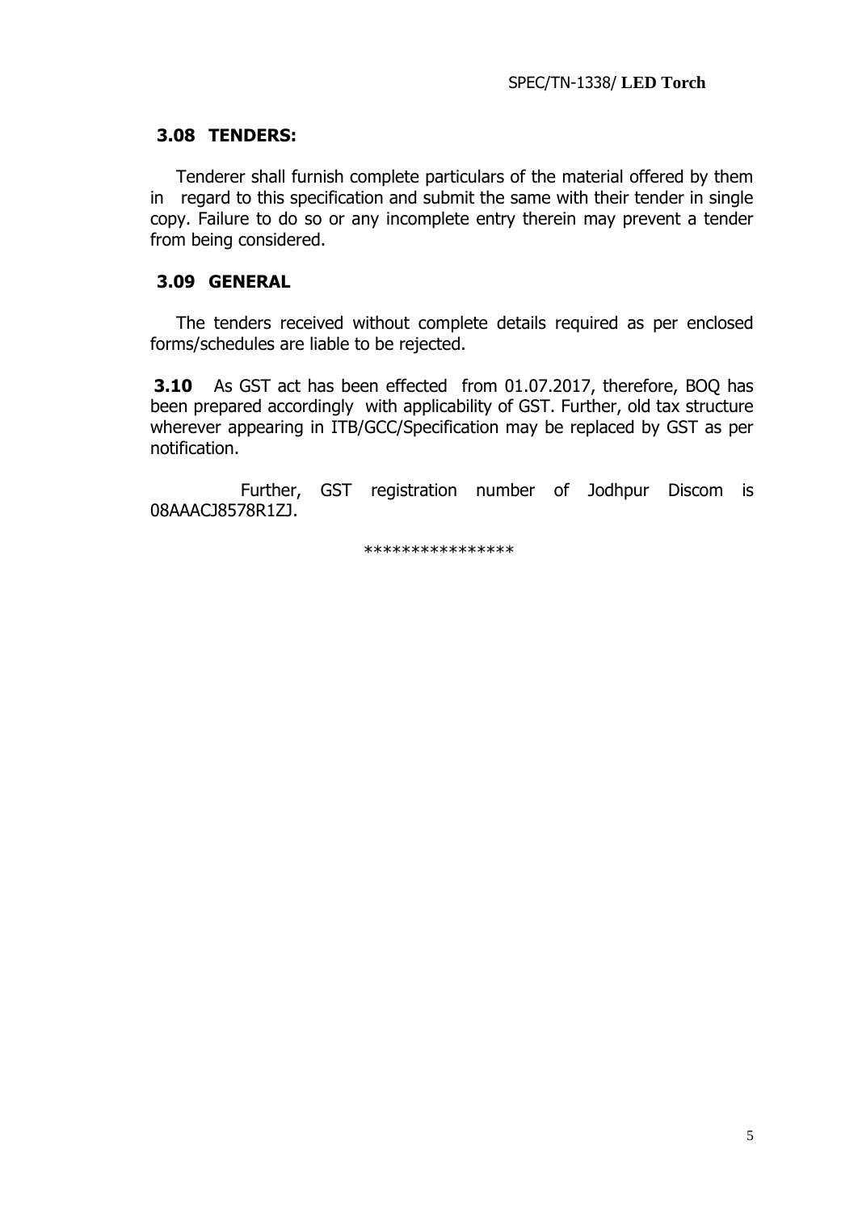### 3.08 TENDERS:

Tenderer shall furnish complete particulars of the material offered by them in regard to this specification and submit the same with their tender in single copy. Failure to do so or any incomplete entry therein may prevent a tender from being considered.

### 3.09 GENERAL

The tenders received without complete details required as per enclosed forms/schedules are liable to be rejected.

**3.10** As GST act has been effected from 01.07.2017, therefore, BOQ has been prepared accordingly with applicability of GST. Further, old tax structure wherever appearing in ITB/GCC/Specification may be replaced by GST as per notification.

Further, GST registration number of Jodhpur Discom is 08AAACJ8578R1ZJ.

****************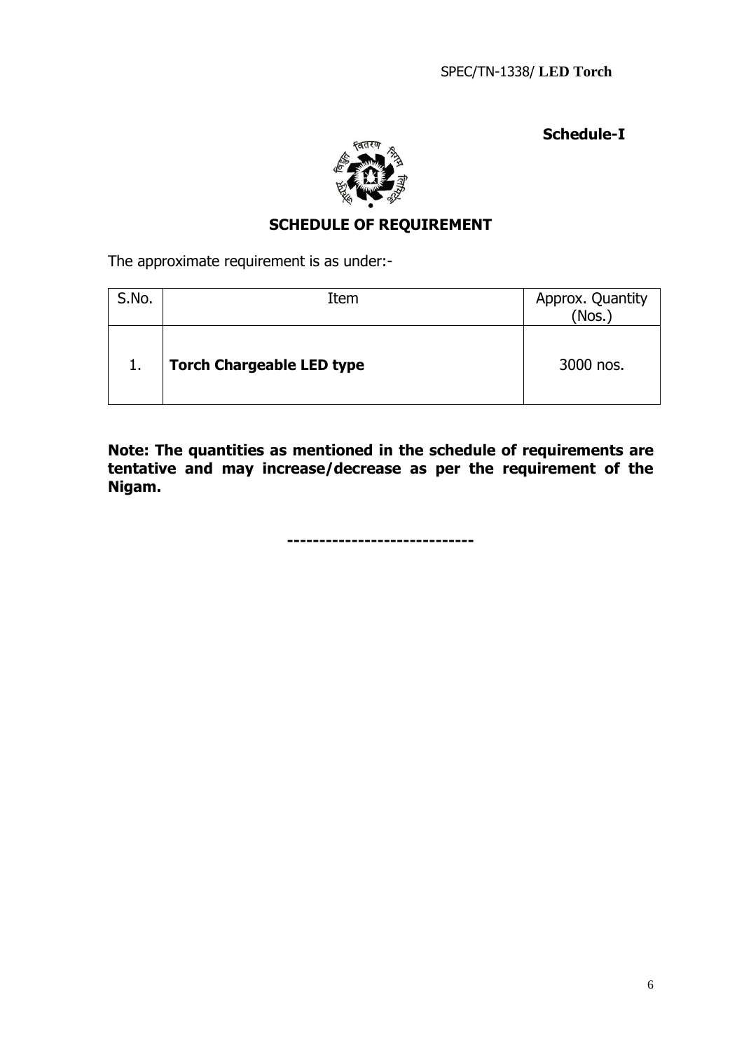**Schedule-I**

## SCHEDULE OF REQUIREMENT

The approximate requirement is as under:-

| S.No. | Item | Approx. Quantity (Nos.) |
|---|---|---|
| 1. | **Torch Chargeable LED type** | 3000 nos. |

**Note: The quantities as mentioned in the schedule of requirements are tentative and may increase/decrease as per the requirement of the Nigam.**

-----------------------------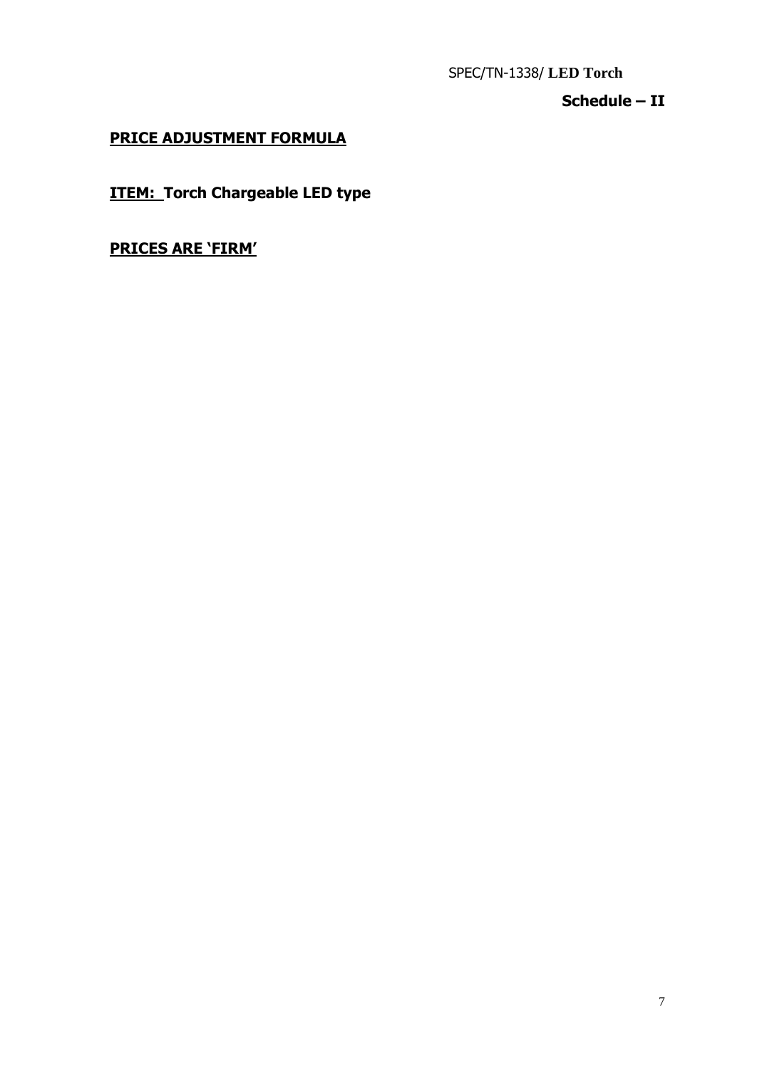SPEC/TN-1338/ **LED Torch**

**Schedule – II**

**PRICE ADJUSTMENT FORMULA**

**ITEM: Torch Chargeable LED type**

**PRICES ARE 'FIRM'**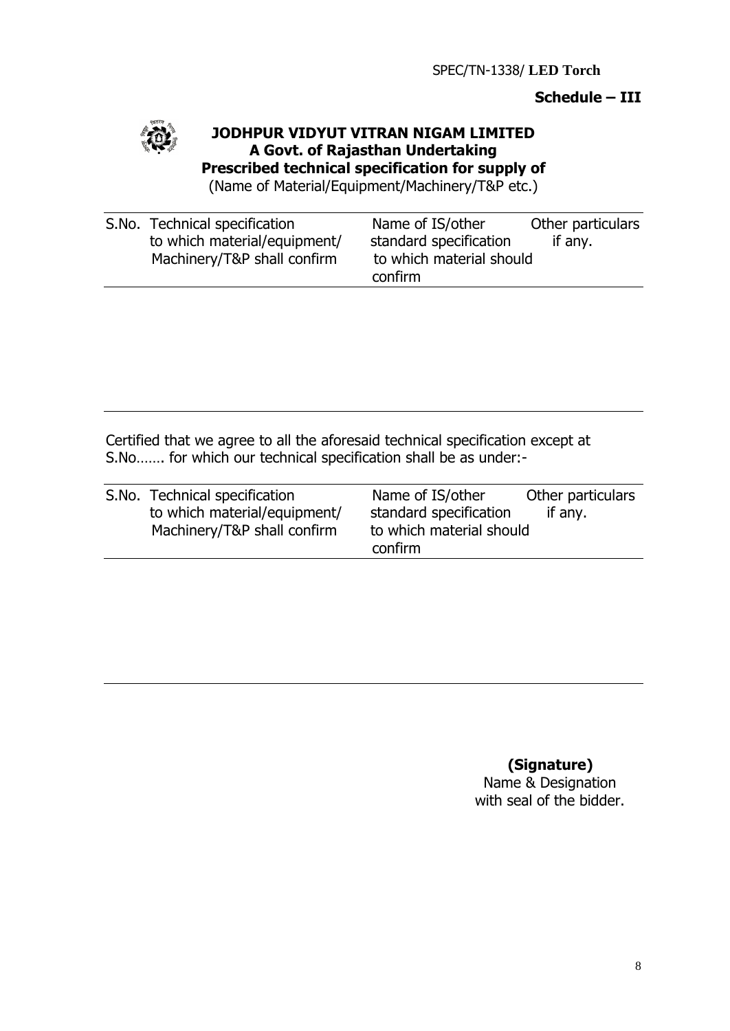SPEC/TN-1338/ **LED Torch**

**Schedule – III**

**JODHPUR VIDYUT VITRAN NIGAM LIMITED**
**A Govt. of Rajasthan Undertaking**
**Prescribed technical specification for supply of**
(Name of Material/Equipment/Machinery/T&P etc.)

| S.No. | Technical specification to which material/equipment/ Machinery/T&P shall confirm | Name of IS/other standard specification to which material should confirm | Other particulars if any. |
|---|---|---|---|
| | | | |

Certified that we agree to all the aforesaid technical specification except at S.No……. for which our technical specification shall be as under:-

| S.No. | Technical specification to which material/equipment/ Machinery/T&P shall confirm | Name of IS/other standard specification to which material should confirm | Other particulars if any. |
|---|---|---|---|
| | | | |

**(Signature)**
Name & Designation
with seal of the bidder.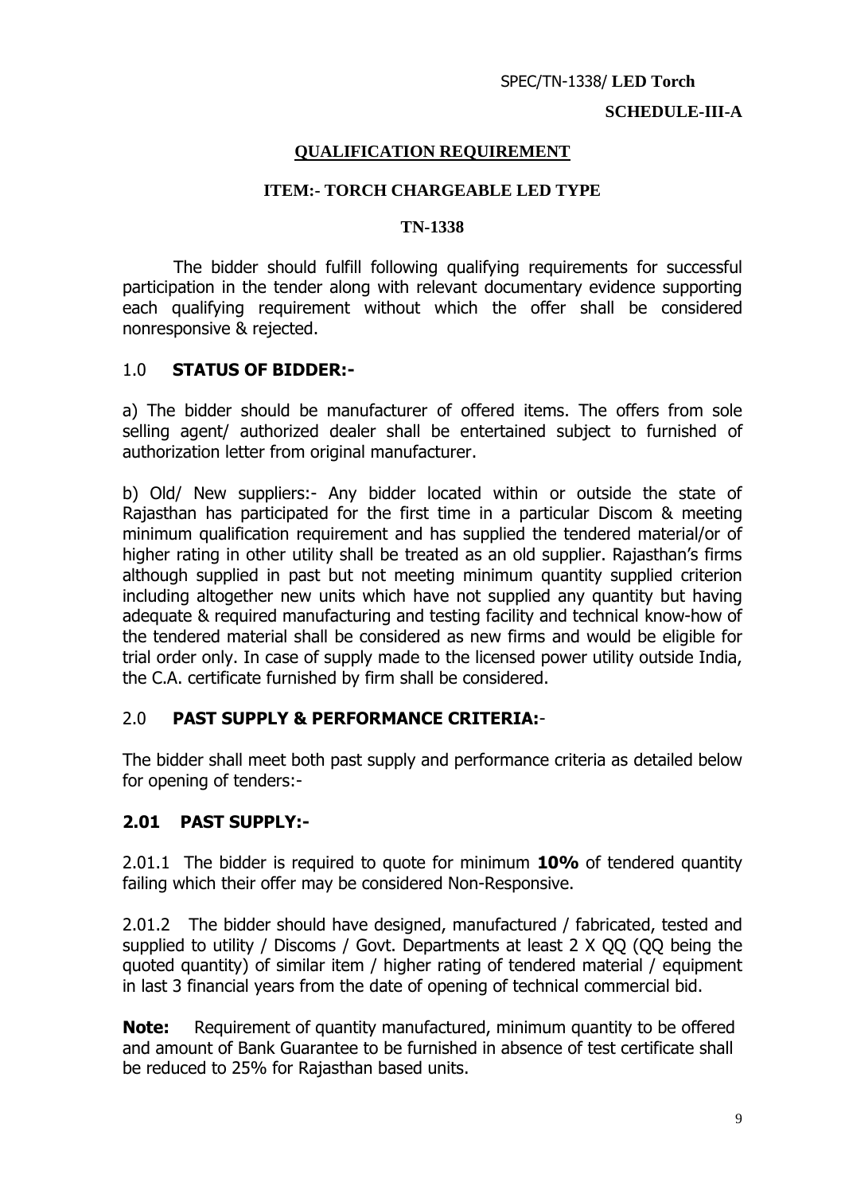SPEC/TN-1338/ **LED Torch**

**SCHEDULE-III-A**

## QUALIFICATION REQUIREMENT

### ITEM:- TORCH CHARGEABLE LED TYPE

### TN-1338

The bidder should fulfill following qualifying requirements for successful participation in the tender along with relevant documentary evidence supporting each qualifying requirement without which the offer shall be considered nonresponsive & rejected.

### 1.0 STATUS OF BIDDER:-

a) The bidder should be manufacturer of offered items. The offers from sole selling agent/ authorized dealer shall be entertained subject to furnished of authorization letter from original manufacturer.

b) Old/ New suppliers:- Any bidder located within or outside the state of Rajasthan has participated for the first time in a particular Discom & meeting minimum qualification requirement and has supplied the tendered material/or of higher rating in other utility shall be treated as an old supplier. Rajasthan's firms although supplied in past but not meeting minimum quantity supplied criterion including altogether new units which have not supplied any quantity but having adequate & required manufacturing and testing facility and technical know-how of the tendered material shall be considered as new firms and would be eligible for trial order only. In case of supply made to the licensed power utility outside India, the C.A. certificate furnished by firm shall be considered.

### 2.0 PAST SUPPLY & PERFORMANCE CRITERIA:-

The bidder shall meet both past supply and performance criteria as detailed below for opening of tenders:-

### 2.01 PAST SUPPLY:-

2.01.1 The bidder is required to quote for minimum **10%** of tendered quantity failing which their offer may be considered Non-Responsive.

2.01.2 The bidder should have designed, manufactured / fabricated, tested and supplied to utility / Discoms / Govt. Departments at least 2 X QQ (QQ being the quoted quantity) of similar item / higher rating of tendered material / equipment in last 3 financial years from the date of opening of technical commercial bid.

**Note:** Requirement of quantity manufactured, minimum quantity to be offered and amount of Bank Guarantee to be furnished in absence of test certificate shall be reduced to 25% for Rajasthan based units.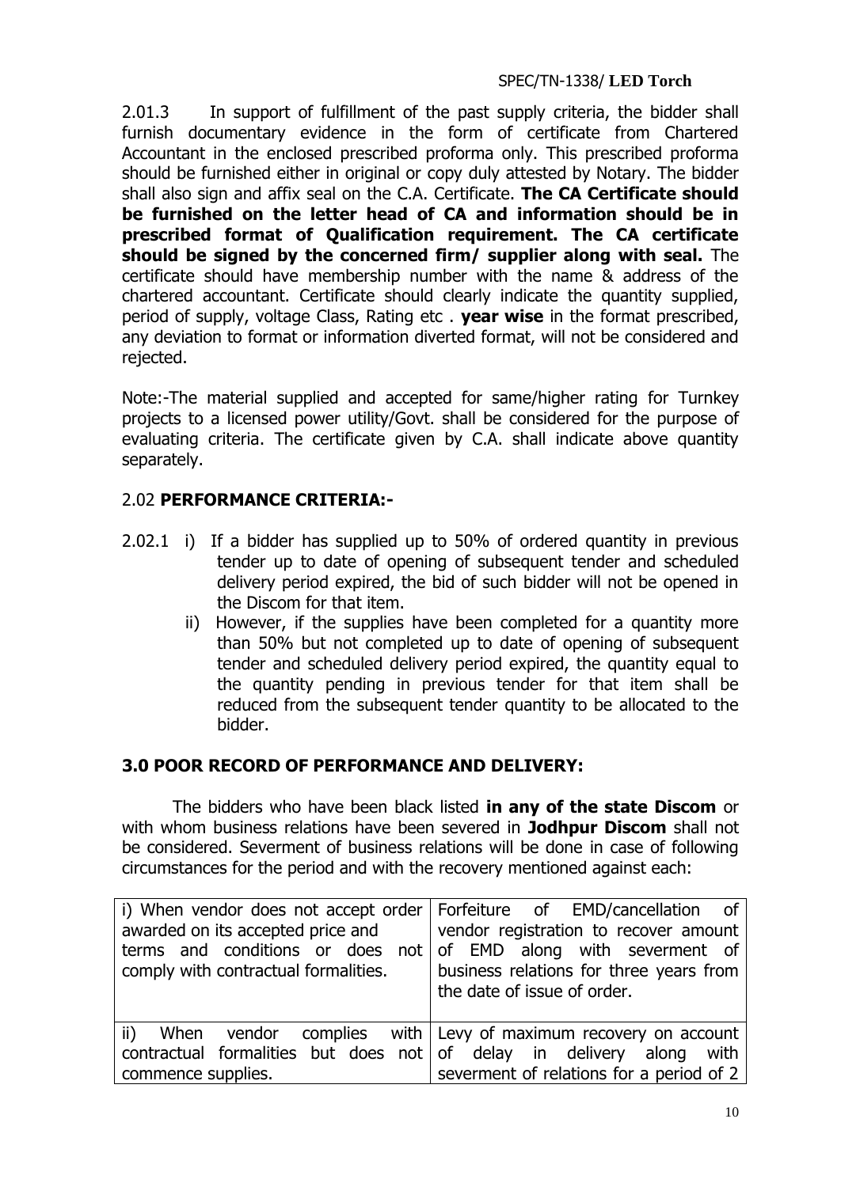2.01.3 In support of fulfillment of the past supply criteria, the bidder shall furnish documentary evidence in the form of certificate from Chartered Accountant in the enclosed prescribed proforma only. This prescribed proforma should be furnished either in original or copy duly attested by Notary. The bidder shall also sign and affix seal on the C.A. Certificate. **The CA Certificate should be furnished on the letter head of CA and information should be in prescribed format of Qualification requirement. The CA certificate should be signed by the concerned firm/ supplier along with seal.** The certificate should have membership number with the name & address of the chartered accountant. Certificate should clearly indicate the quantity supplied, period of supply, voltage Class, Rating etc . **year wise** in the format prescribed, any deviation to format or information diverted format, will not be considered and rejected.

Note:-The material supplied and accepted for same/higher rating for Turnkey projects to a licensed power utility/Govt. shall be considered for the purpose of evaluating criteria. The certificate given by C.A. shall indicate above quantity separately.

## 2.02 **PERFORMANCE CRITERIA:-**

2.02.1 i) If a bidder has supplied up to 50% of ordered quantity in previous tender up to date of opening of subsequent tender and scheduled delivery period expired, the bid of such bidder will not be opened in the Discom for that item.

ii) However, if the supplies have been completed for a quantity more than 50% but not completed up to date of opening of subsequent tender and scheduled delivery period expired, the quantity equal to the quantity pending in previous tender for that item shall be reduced from the subsequent tender quantity to be allocated to the bidder.

## **3.0 POOR RECORD OF PERFORMANCE AND DELIVERY:**

The bidders who have been black listed **in any of the state Discom** or with whom business relations have been severed in **Jodhpur Discom** shall not be considered. Severment of business relations will be done in case of following circumstances for the period and with the recovery mentioned against each:

| | |
|---|---|
| i) When vendor does not accept order awarded on its accepted price and terms and conditions or does not comply with contractual formalities. | Forfeiture of EMD/cancellation of vendor registration to recover amount of EMD along with severment of business relations for three years from the date of issue of order. |
| ii) When vendor complies with contractual formalities but does not commence supplies. | Levy of maximum recovery on account of delay in delivery along with severment of relations for a period of 2 |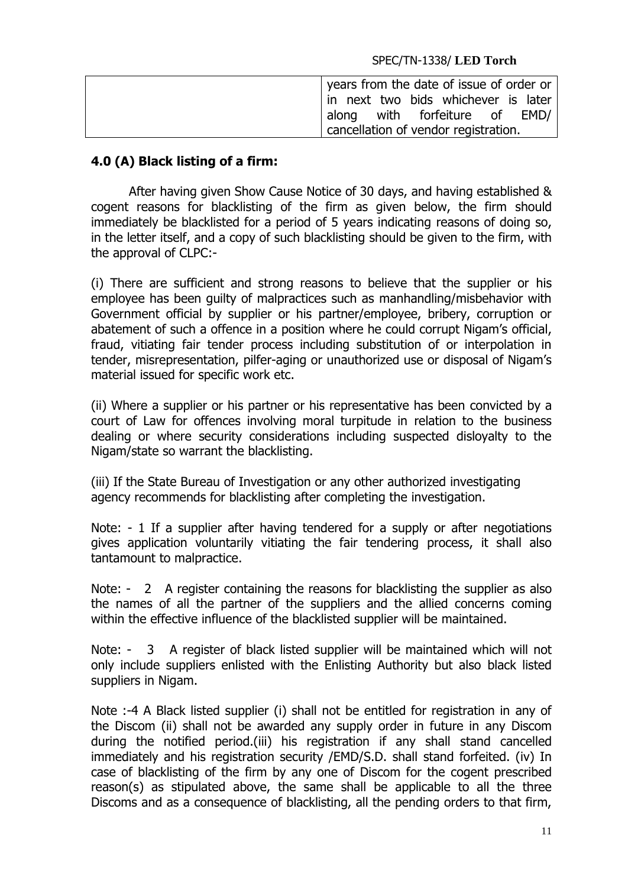|  | years from the date of issue of order or in next two bids whichever is later along with forfeiture of EMD/ cancellation of vendor registration. |
|---|---|

## 4.0 (A) Black listing of a firm:

After having given Show Cause Notice of 30 days, and having established & cogent reasons for blacklisting of the firm as given below, the firm should immediately be blacklisted for a period of 5 years indicating reasons of doing so, in the letter itself, and a copy of such blacklisting should be given to the firm, with the approval of CLPC:-

(i) There are sufficient and strong reasons to believe that the supplier or his employee has been guilty of malpractices such as manhandling/misbehavior with Government official by supplier or his partner/employee, bribery, corruption or abatement of such a offence in a position where he could corrupt Nigam's official, fraud, vitiating fair tender process including substitution of or interpolation in tender, misrepresentation, pilfer-aging or unauthorized use or disposal of Nigam's material issued for specific work etc.

(ii) Where a supplier or his partner or his representative has been convicted by a court of Law for offences involving moral turpitude in relation to the business dealing or where security considerations including suspected disloyalty to the Nigam/state so warrant the blacklisting.

(iii) If the State Bureau of Investigation or any other authorized investigating agency recommends for blacklisting after completing the investigation.

Note: - 1 If a supplier after having tendered for a supply or after negotiations gives application voluntarily vitiating the fair tendering process, it shall also tantamount to malpractice.

Note: - 2 A register containing the reasons for blacklisting the supplier as also the names of all the partner of the suppliers and the allied concerns coming within the effective influence of the blacklisted supplier will be maintained.

Note: - 3 A register of black listed supplier will be maintained which will not only include suppliers enlisted with the Enlisting Authority but also black listed suppliers in Nigam.

Note :-4 A Black listed supplier (i) shall not be entitled for registration in any of the Discom (ii) shall not be awarded any supply order in future in any Discom during the notified period.(iii) his registration if any shall stand cancelled immediately and his registration security /EMD/S.D. shall stand forfeited. (iv) In case of blacklisting of the firm by any one of Discom for the cogent prescribed reason(s) as stipulated above, the same shall be applicable to all the three Discoms and as a consequence of blacklisting, all the pending orders to that firm,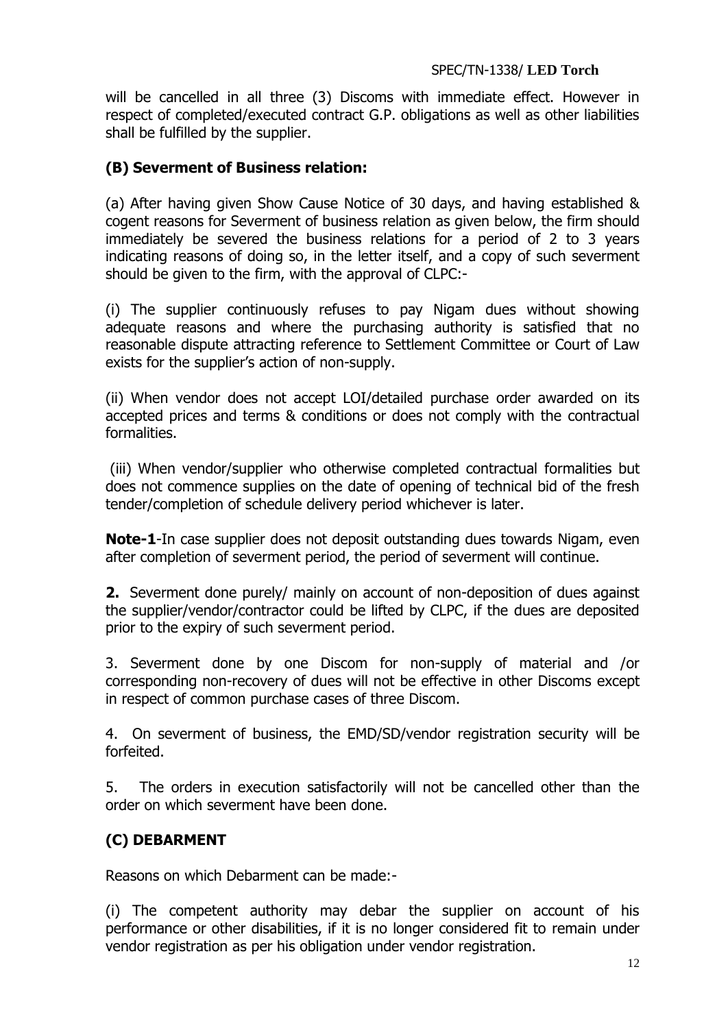will be cancelled in all three (3) Discoms with immediate effect. However in respect of completed/executed contract G.P. obligations as well as other liabilities shall be fulfilled by the supplier.

### (B) Severment of Business relation:

(a) After having given Show Cause Notice of 30 days, and having established & cogent reasons for Severment of business relation as given below, the firm should immediately be severed the business relations for a period of 2 to 3 years indicating reasons of doing so, in the letter itself, and a copy of such severment should be given to the firm, with the approval of CLPC:-

(i) The supplier continuously refuses to pay Nigam dues without showing adequate reasons and where the purchasing authority is satisfied that no reasonable dispute attracting reference to Settlement Committee or Court of Law exists for the supplier's action of non-supply.

(ii) When vendor does not accept LOI/detailed purchase order awarded on its accepted prices and terms & conditions or does not comply with the contractual formalities.

(iii) When vendor/supplier who otherwise completed contractual formalities but does not commence supplies on the date of opening of technical bid of the fresh tender/completion of schedule delivery period whichever is later.

**Note-1**-In case supplier does not deposit outstanding dues towards Nigam, even after completion of severment period, the period of severment will continue.

**2.** Severment done purely/ mainly on account of non-deposition of dues against the supplier/vendor/contractor could be lifted by CLPC, if the dues are deposited prior to the expiry of such severment period.

3. Severment done by one Discom for non-supply of material and /or corresponding non-recovery of dues will not be effective in other Discoms except in respect of common purchase cases of three Discom.

4. On severment of business, the EMD/SD/vendor registration security will be forfeited.

5. The orders in execution satisfactorily will not be cancelled other than the order on which severment have been done.

### (C) DEBARMENT

Reasons on which Debarment can be made:-

(i) The competent authority may debar the supplier on account of his performance or other disabilities, if it is no longer considered fit to remain under vendor registration as per his obligation under vendor registration.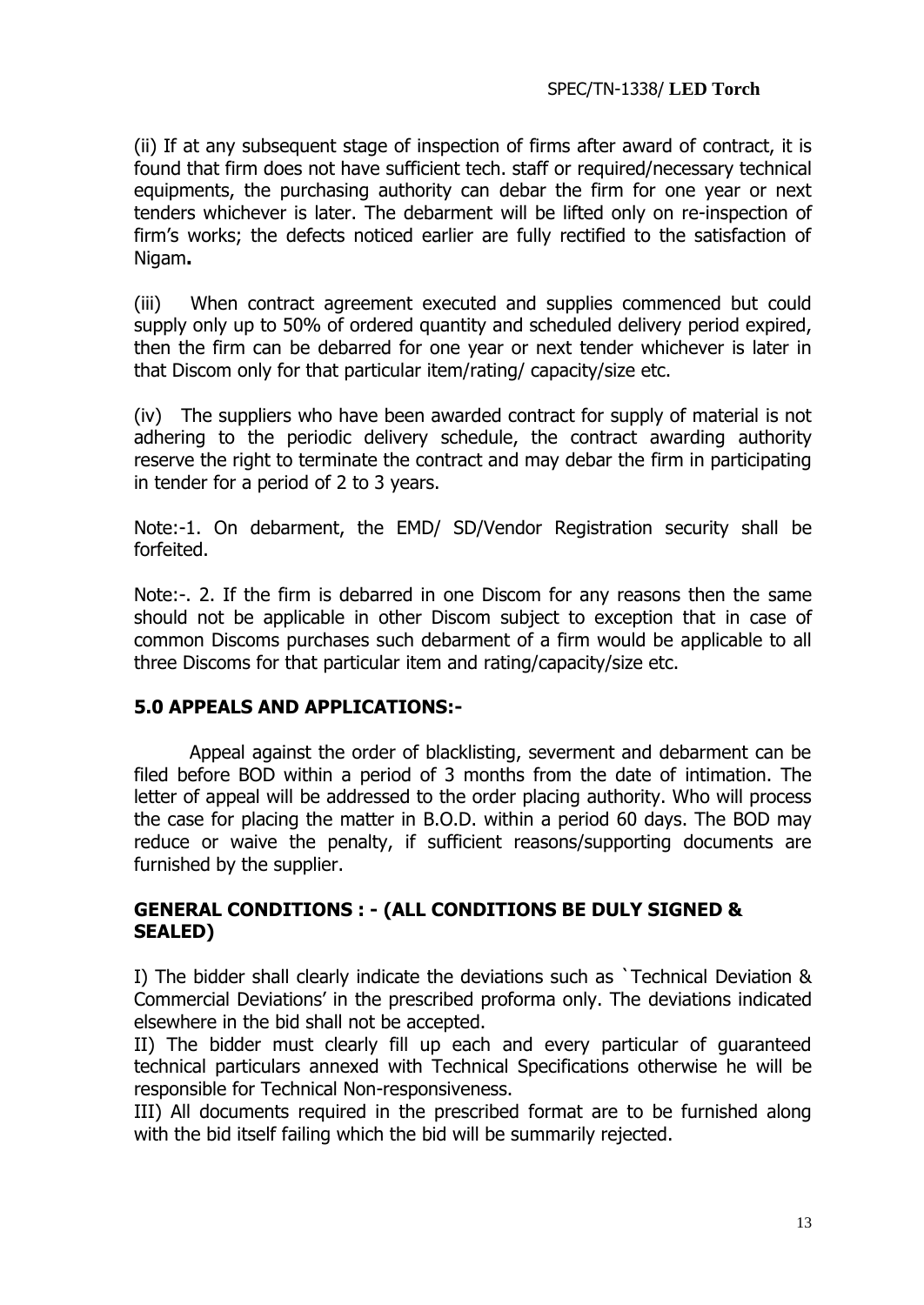(ii) If at any subsequent stage of inspection of firms after award of contract, it is found that firm does not have sufficient tech. staff or required/necessary technical equipments, the purchasing authority can debar the firm for one year or next tenders whichever is later. The debarment will be lifted only on re-inspection of firm's works; the defects noticed earlier are fully rectified to the satisfaction of Nigam**.**

(iii) When contract agreement executed and supplies commenced but could supply only up to 50% of ordered quantity and scheduled delivery period expired, then the firm can be debarred for one year or next tender whichever is later in that Discom only for that particular item/rating/ capacity/size etc.

(iv) The suppliers who have been awarded contract for supply of material is not adhering to the periodic delivery schedule, the contract awarding authority reserve the right to terminate the contract and may debar the firm in participating in tender for a period of 2 to 3 years.

Note:-1. On debarment, the EMD/ SD/Vendor Registration security shall be forfeited.

Note:-. 2. If the firm is debarred in one Discom for any reasons then the same should not be applicable in other Discom subject to exception that in case of common Discoms purchases such debarment of a firm would be applicable to all three Discoms for that particular item and rating/capacity/size etc.

## 5.0 APPEALS AND APPLICATIONS:-

Appeal against the order of blacklisting, severment and debarment can be filed before BOD within a period of 3 months from the date of intimation. The letter of appeal will be addressed to the order placing authority. Who will process the case for placing the matter in B.O.D. within a period 60 days. The BOD may reduce or waive the penalty, if sufficient reasons/supporting documents are furnished by the supplier.

## GENERAL CONDITIONS : - (ALL CONDITIONS BE DULY SIGNED & SEALED)

I) The bidder shall clearly indicate the deviations such as `Technical Deviation & Commercial Deviations' in the prescribed proforma only. The deviations indicated elsewhere in the bid shall not be accepted.

II) The bidder must clearly fill up each and every particular of guaranteed technical particulars annexed with Technical Specifications otherwise he will be responsible for Technical Non-responsiveness.

III) All documents required in the prescribed format are to be furnished along with the bid itself failing which the bid will be summarily rejected.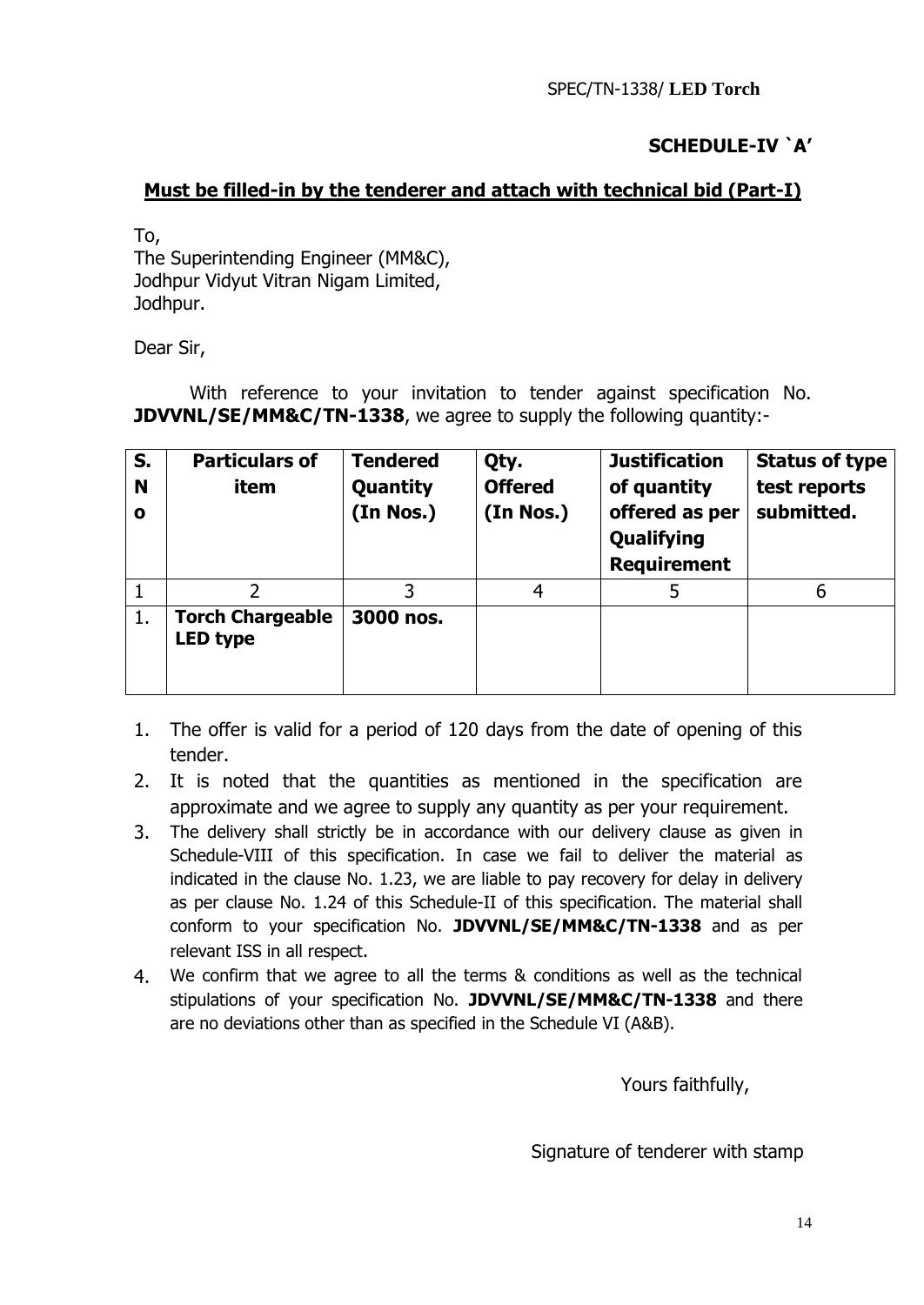SPEC/TN-1338/ **LED Torch**

**SCHEDULE-IV `A'**

**Must be filled-in by the tenderer and attach with technical bid (Part-I)**

To,
The Superintending Engineer (MM&C),
Jodhpur Vidyut Vitran Nigam Limited,
Jodhpur.

Dear Sir,

With reference to your invitation to tender against specification No. **JDVVNL/SE/MM&C/TN-1338**, we agree to supply the following quantity:-

| S. No | Particulars of item | Tendered Quantity (In Nos.) | Qty. Offered (In Nos.) | Justification of quantity offered as per Qualifying Requirement | Status of type test reports submitted. |
|---|---|---|---|---|---|
| 1 | 2 | 3 | 4 | 5 | 6 |
| 1. | **Torch Chargeable LED type** | **3000 nos.** | | | |

1. The offer is valid for a period of 120 days from the date of opening of this tender.
2. It is noted that the quantities as mentioned in the specification are approximate and we agree to supply any quantity as per your requirement.
3. The delivery shall strictly be in accordance with our delivery clause as given in Schedule-VIII of this specification. In case we fail to deliver the material as indicated in the clause No. 1.23, we are liable to pay recovery for delay in delivery as per clause No. 1.24 of this Schedule-II of this specification. The material shall conform to your specification No. **JDVVNL/SE/MM&C/TN-1338** and as per relevant ISS in all respect.
4. We confirm that we agree to all the terms & conditions as well as the technical stipulations of your specification No. **JDVVNL/SE/MM&C/TN-1338** and there are no deviations other than as specified in the Schedule VI (A&B).

Yours faithfully,

Signature of tenderer with stamp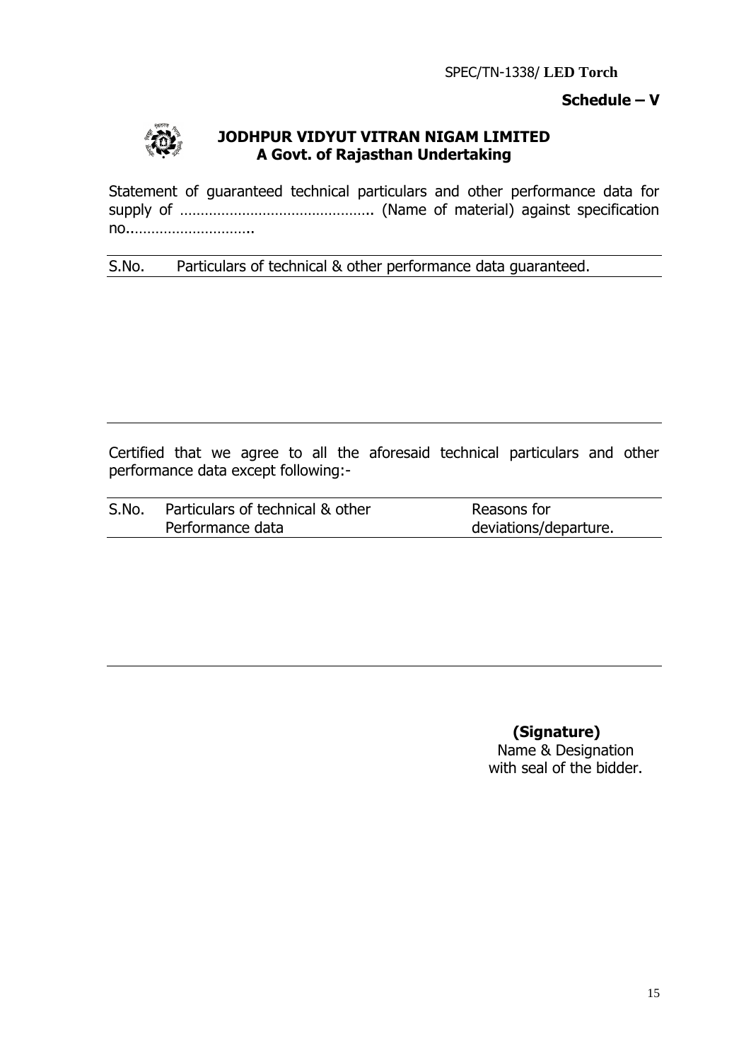**Schedule – V**

## JODHPUR VIDYUT VITRAN NIGAM LIMITED
### A Govt. of Rajasthan Undertaking

Statement of guaranteed technical particulars and other performance data for supply of ……………………………………….. (Name of material) against specification no.…………………………..

| S.No. | Particulars of technical & other performance data guaranteed. |
|---|---|
| | |

Certified that we agree to all the aforesaid technical particulars and other performance data except following:-

| S.No. | Particulars of technical & other Performance data | Reasons for deviations/departure. |
|---|---|---|
| | | |

**(Signature)**
Name & Designation
with seal of the bidder.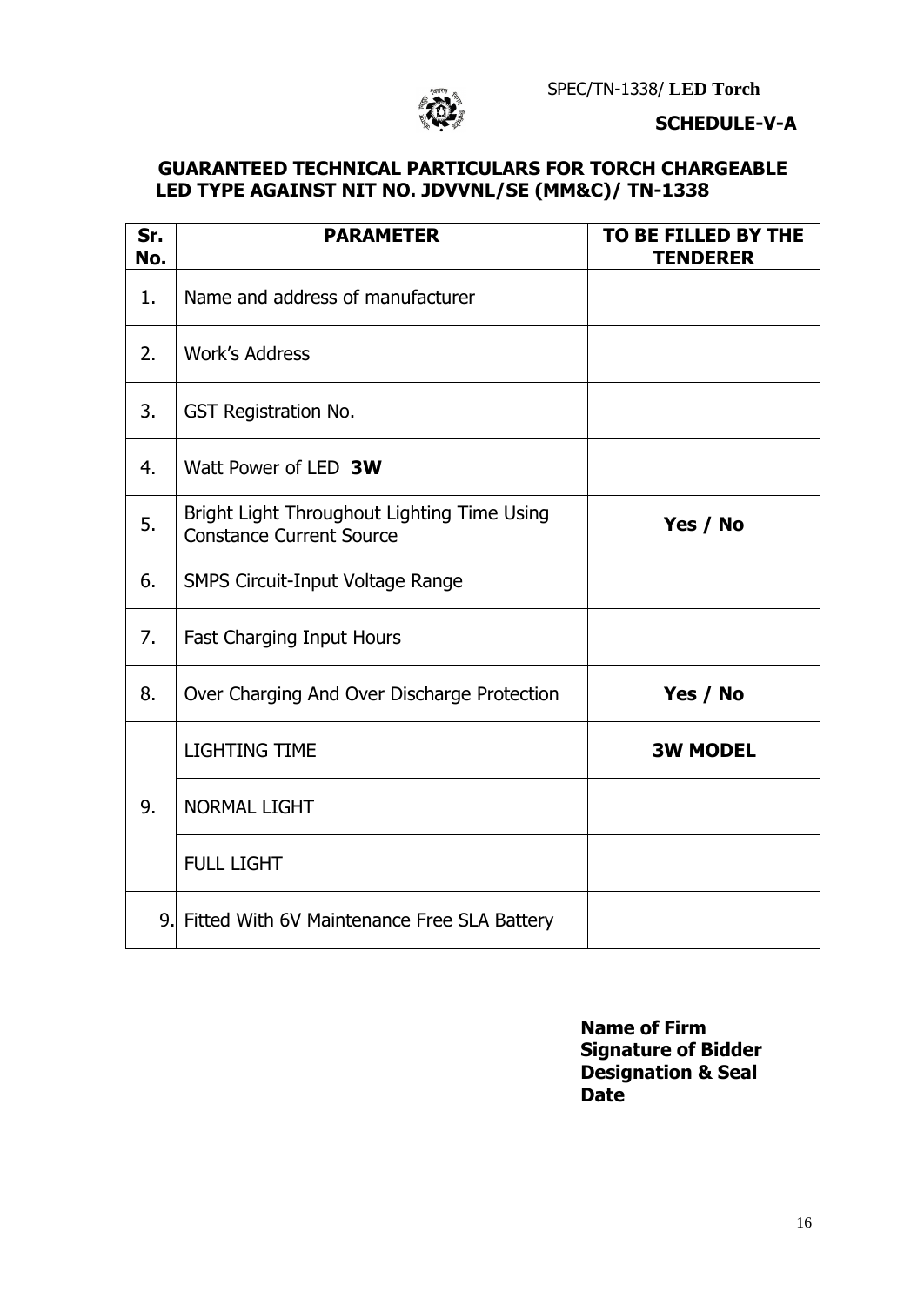SPEC/TN-1338/ **LED Torch**

**SCHEDULE-V-A**

## GUARANTEED TECHNICAL PARTICULARS FOR TORCH CHARGEABLE LED TYPE AGAINST NIT NO. JDVVNL/SE (MM&C)/ TN-1338

| Sr. No. | PARAMETER | TO BE FILLED BY THE TENDERER |
|---|---|---|
| 1. | Name and address of manufacturer | |
| 2. | Work's Address | |
| 3. | GST Registration No. | |
| 4. | Watt Power of LED **3W** | |
| 5. | Bright Light Throughout Lighting Time Using Constance Current Source | **Yes / No** |
| 6. | SMPS Circuit-Input Voltage Range | |
| 7. | Fast Charging Input Hours | |
| 8. | Over Charging And Over Discharge Protection | **Yes / No** |
| 9. | LIGHTING TIME | **3W MODEL** |
| | NORMAL LIGHT | |
| | FULL LIGHT | |
| 9. | Fitted With 6V Maintenance Free SLA Battery | |

**Name of Firm**
**Signature of Bidder**
**Designation & Seal**
**Date**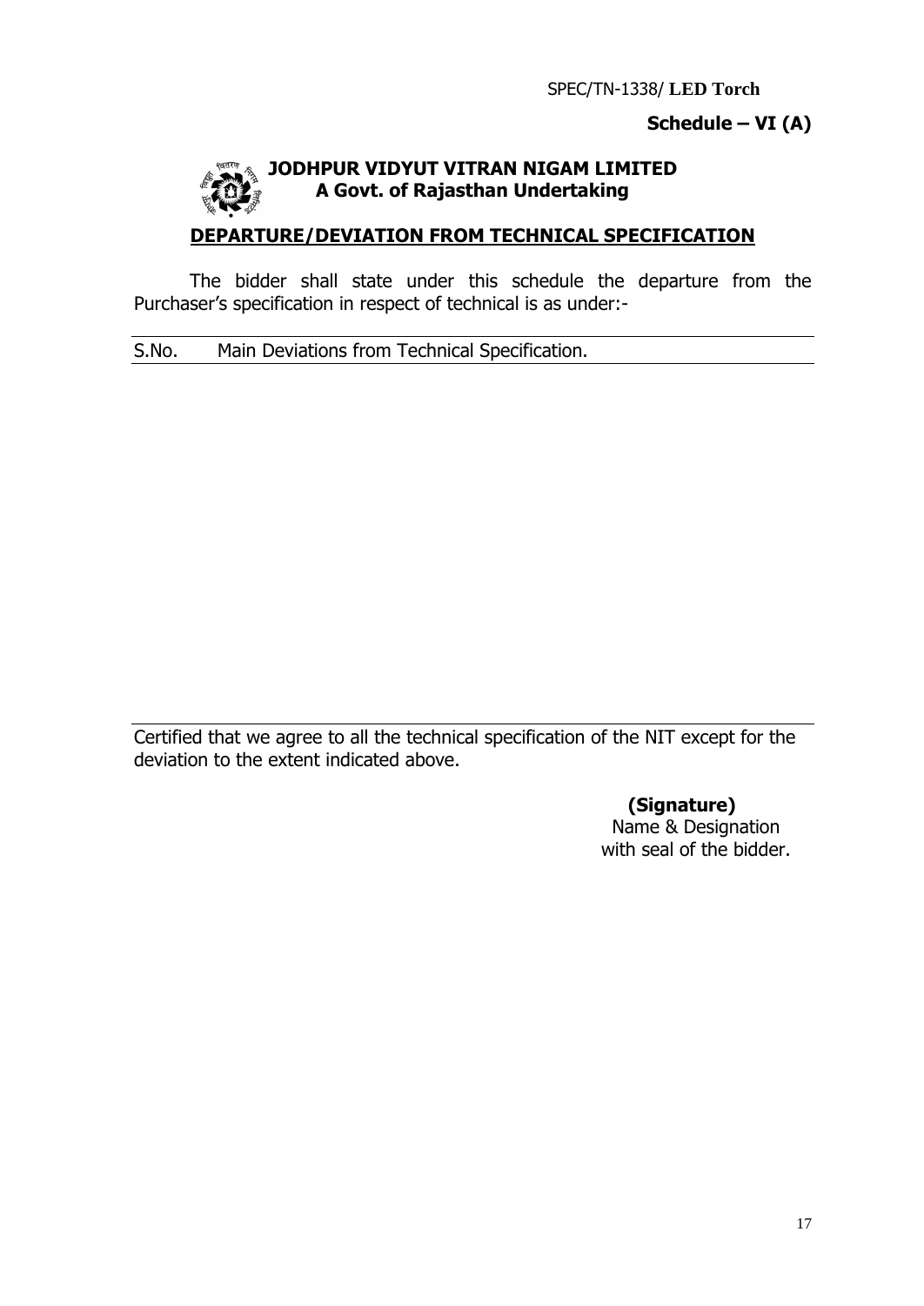SPEC/TN-1338/ **LED Torch**

**Schedule – VI (A)**

**JODHPUR VIDYUT VITRAN NIGAM LIMITED**
**A Govt. of Rajasthan Undertaking**

## DEPARTURE/DEVIATION FROM TECHNICAL SPECIFICATION

The bidder shall state under this schedule the departure from the Purchaser's specification in respect of technical is as under:-

| S.No. | Main Deviations from Technical Specification. |
|---|---|
| | |

Certified that we agree to all the technical specification of the NIT except for the deviation to the extent indicated above.

**(Signature)**
Name & Designation
with seal of the bidder.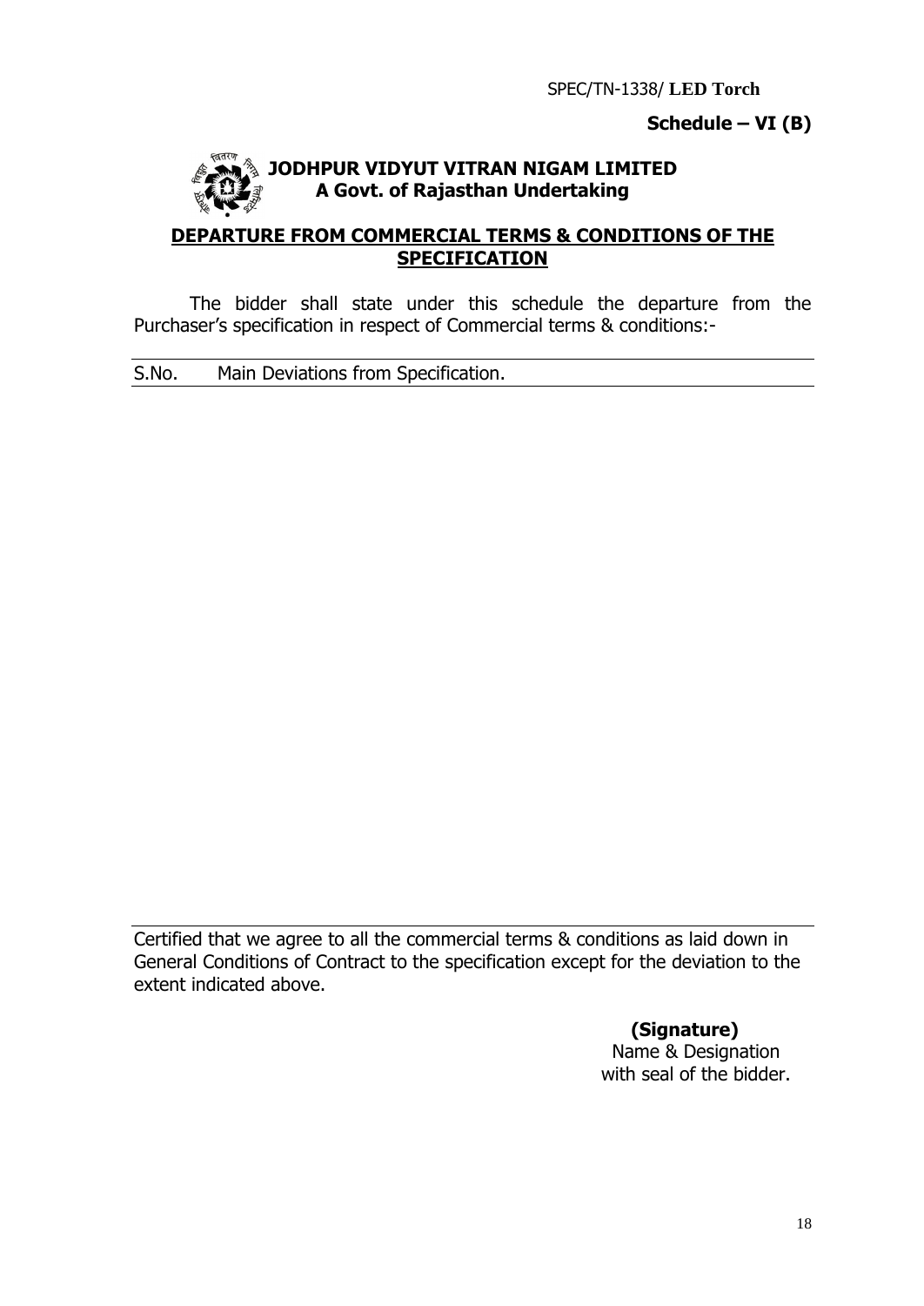SPEC/TN-1338/ **LED Torch**

**Schedule – VI (B)**

**JODHPUR VIDYUT VITRAN NIGAM LIMITED**
**A Govt. of Rajasthan Undertaking**

## DEPARTURE FROM COMMERCIAL TERMS & CONDITIONS OF THE SPECIFICATION

The bidder shall state under this schedule the departure from the Purchaser's specification in respect of Commercial terms & conditions:-

| S.No. | Main Deviations from Specification. |
|---|---|
| | |

Certified that we agree to all the commercial terms & conditions as laid down in General Conditions of Contract to the specification except for the deviation to the extent indicated above.

**(Signature)**
Name & Designation
with seal of the bidder.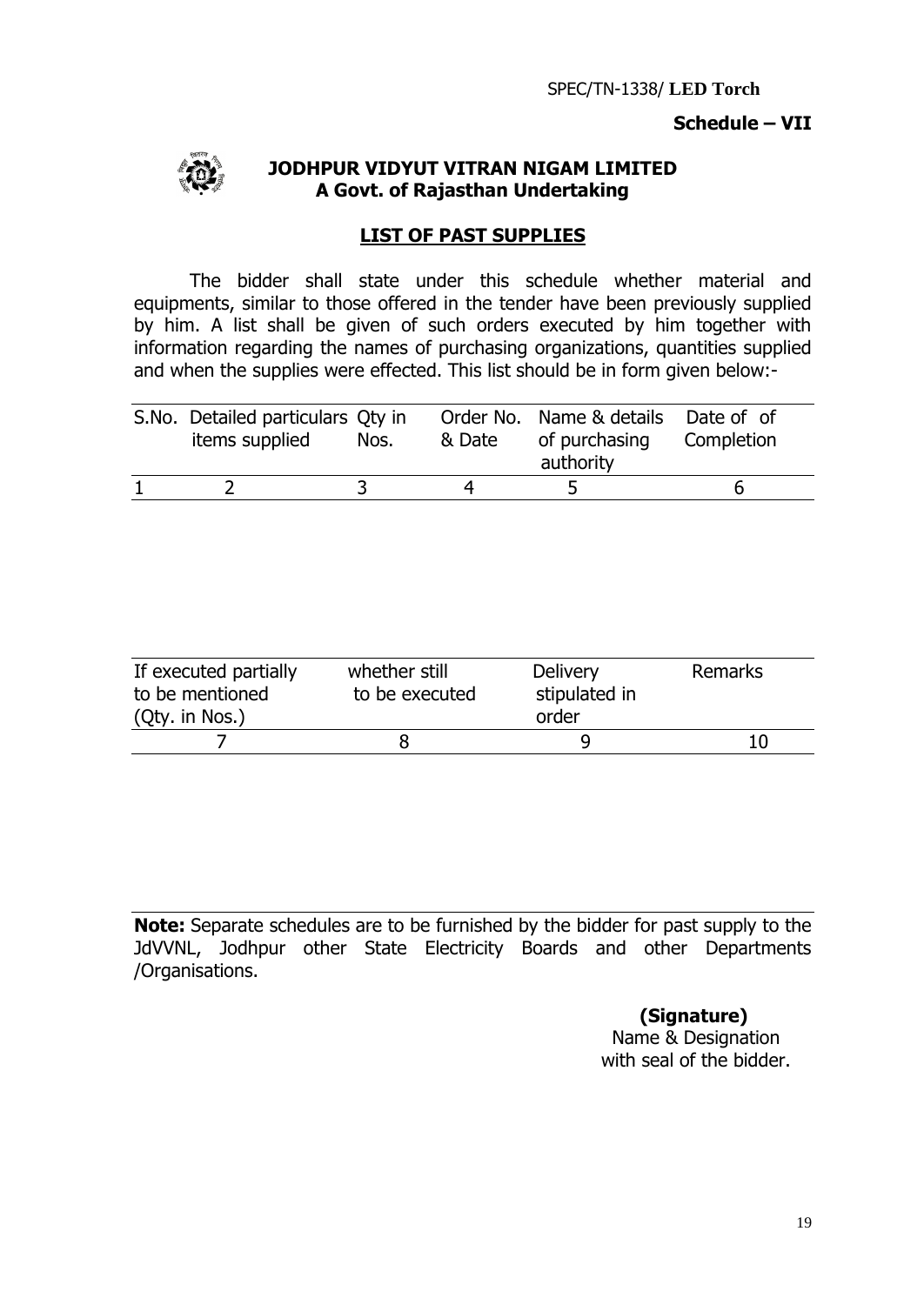SPEC/TN-1338/ **LED Torch**

**Schedule – VII**

**JODHPUR VIDYUT VITRAN NIGAM LIMITED**
**A Govt. of Rajasthan Undertaking**

## LIST OF PAST SUPPLIES

The bidder shall state under this schedule whether material and equipments, similar to those offered in the tender have been previously supplied by him. A list shall be given of such orders executed by him together with information regarding the names of purchasing organizations, quantities supplied and when the supplies were effected. This list should be in form given below:-

| S.No. | Detailed particulars items supplied | Qty in Nos. | Order No. & Date | Name & details of purchasing authority | Date of of Completion |
|---|---|---|---|---|---|
| 1 | 2 | 3 | 4 | 5 | 6 |

| If executed partially to be mentioned (Qty. in Nos.) | whether still to be executed | Delivery stipulated in order | Remarks |
|---|---|---|---|
| 7 | 8 | 9 | 10 |

**Note:** Separate schedules are to be furnished by the bidder for past supply to the JdVVNL, Jodhpur other State Electricity Boards and other Departments /Organisations.

**(Signature)**
Name & Designation
with seal of the bidder.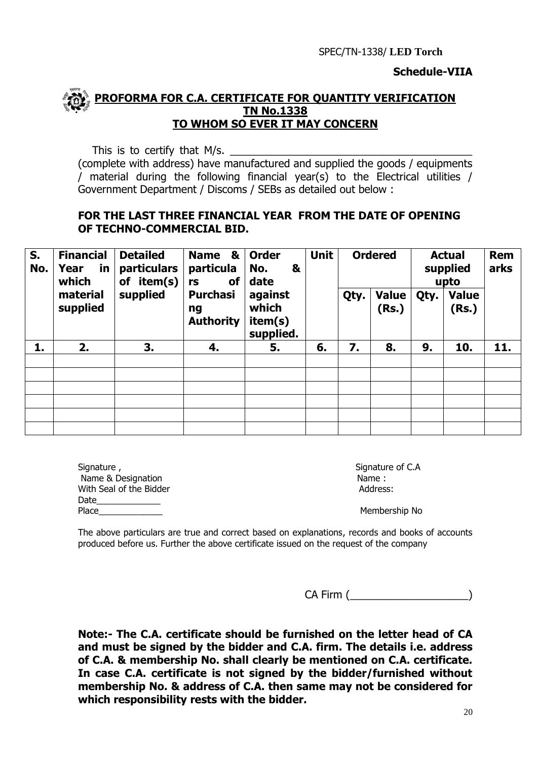SPEC/TN-1338/ **LED Torch**

**Schedule-VIIA**

## PROFORMA FOR C.A. CERTIFICATE FOR QUANTITY VERIFICATION
## TN No.1338
## TO WHOM SO EVER IT MAY CONCERN

This is to certify that M/s. ________________________________________ (complete with address) have manufactured and supplied the goods / equipments / material during the following financial year(s) to the Electrical utilities / Government Department / Discoms / SEBs as detailed out below :

**FOR THE LAST THREE FINANCIAL YEAR FROM THE DATE OF OPENING OF TECHNO-COMMERCIAL BID.**

| S. No. | Financial Year in which material supplied | Detailed particulars of item(s) supplied | Name & particulars of Purchasing Authority | Order No. & date against which item(s) supplied. | Unit | Ordered | | Actual supplied upto | | Remarks |
|---|---|---|---|---|---|---|---|---|---|---|
| | | | | | | Qty. | Value (Rs.) | Qty. | Value (Rs.) | |
| 1. | 2. | 3. | 4. | 5. | 6. | 7. | 8. | 9. | 10. | 11. |
| | | | | | | | | | | |
| | | | | | | | | | | |
| | | | | | | | | | | |
| | | | | | | | | | | |
| | | | | | | | | | | |
| | | | | | | | | | | |

Signature ,
Name & Designation
With Seal of the Bidder
Date_____________
Place_____________

Signature of C.A
Name :
Address:

Membership No

The above particulars are true and correct based on explanations, records and books of accounts produced before us. Further the above certificate issued on the request of the company

CA Firm (___________________)

**Note:- The C.A. certificate should be furnished on the letter head of CA and must be signed by the bidder and C.A. firm. The details i.e. address of C.A. & membership No. shall clearly be mentioned on C.A. certificate. In case C.A. certificate is not signed by the bidder/furnished without membership No. & address of C.A. then same may not be considered for which responsibility rests with the bidder.**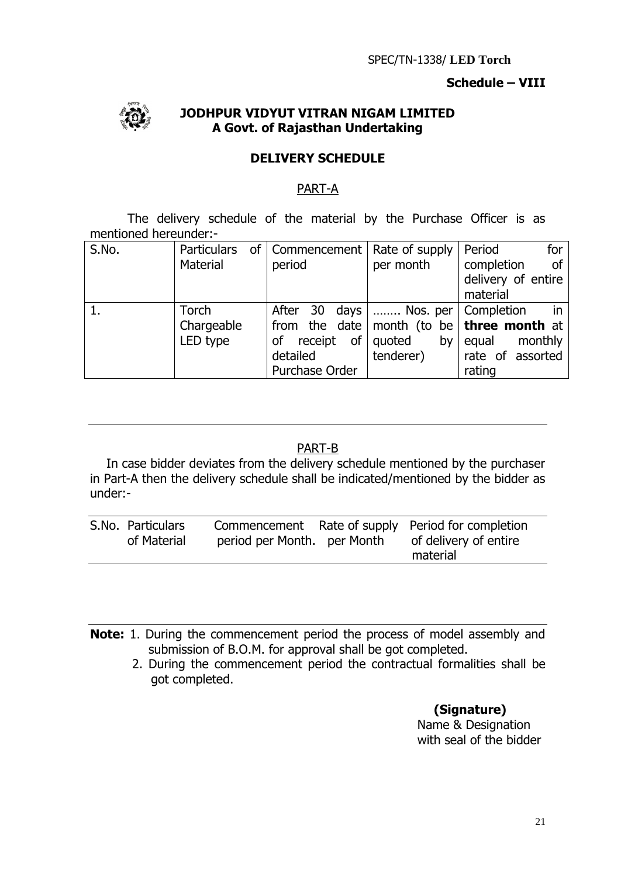SPEC/TN-1338/ **LED Torch**

**Schedule – VIII**

**JODHPUR VIDYUT VITRAN NIGAM LIMITED**
**A Govt. of Rajasthan Undertaking**

## DELIVERY SCHEDULE

### PART-A

The delivery schedule of the material by the Purchase Officer is as mentioned hereunder:-

| S.No. | Particulars of Material | Commencement period | Rate of supply per month | Period for completion of delivery of entire material |
|---|---|---|---|---|
| 1. | Torch Chargeable LED type | After 30 days from the date of receipt of detailed Purchase Order | …….. Nos. per month (to be quoted by tenderer) | Completion in **three month** at equal monthly rate of assorted rating |

### PART-B

In case bidder deviates from the delivery schedule mentioned by the purchaser in Part-A then the delivery schedule shall be indicated/mentioned by the bidder as under:-

| S.No. | Particulars of Material | Commencement period per Month. | Rate of supply per Month | Period for completion of delivery of entire material |
|---|---|---|---|---|

**Note:** 1. During the commencement period the process of model assembly and submission of B.O.M. for approval shall be got completed.

2. During the commencement period the contractual formalities shall be got completed.

**(Signature)**
Name & Designation
with seal of the bidder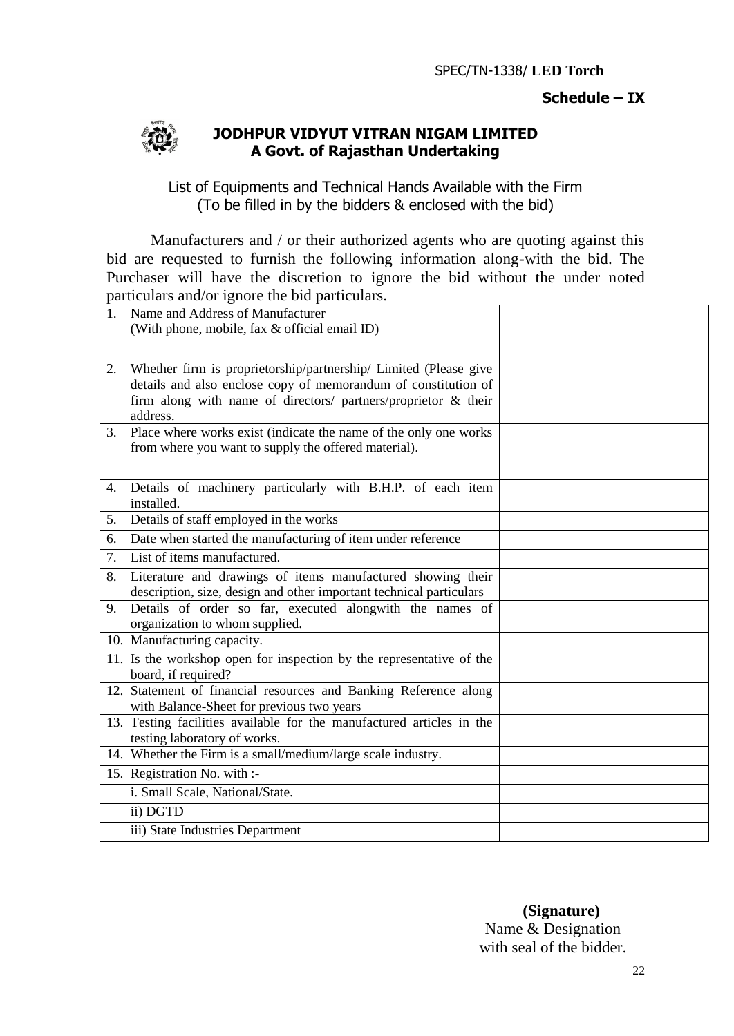SPEC/TN-1338/ **LED Torch**

**Schedule – IX**

# JODHPUR VIDYUT VITRAN NIGAM LIMITED
## A Govt. of Rajasthan Undertaking

List of Equipments and Technical Hands Available with the Firm
(To be filled in by the bidders & enclosed with the bid)

Manufacturers and / or their authorized agents who are quoting against this bid are requested to furnish the following information along-with the bid. The Purchaser will have the discretion to ignore the bid without the under noted particulars and/or ignore the bid particulars.

| | | |
|---|---|---|
| 1. | Name and Address of Manufacturer (With phone, mobile, fax & official email ID) | |
| 2. | Whether firm is proprietorship/partnership/ Limited (Please give details and also enclose copy of memorandum of constitution of firm along with name of directors/ partners/proprietor & their address. | |
| 3. | Place where works exist (indicate the name of the only one works from where you want to supply the offered material). | |
| 4. | Details of machinery particularly with B.H.P. of each item installed. | |
| 5. | Details of staff employed in the works | |
| 6. | Date when started the manufacturing of item under reference | |
| 7. | List of items manufactured. | |
| 8. | Literature and drawings of items manufactured showing their description, size, design and other important technical particulars | |
| 9. | Details of order so far, executed alongwith the names of organization to whom supplied. | |
| 10. | Manufacturing capacity. | |
| 11. | Is the workshop open for inspection by the representative of the board, if required? | |
| 12. | Statement of financial resources and Banking Reference along with Balance-Sheet for previous two years | |
| 13. | Testing facilities available for the manufactured articles in the testing laboratory of works. | |
| 14. | Whether the Firm is a small/medium/large scale industry. | |
| 15. | Registration No. with :- | |
| | i. Small Scale, National/State. | |
| | ii) DGTD | |
| | iii) State Industries Department | |

**(Signature)**
Name & Designation
with seal of the bidder.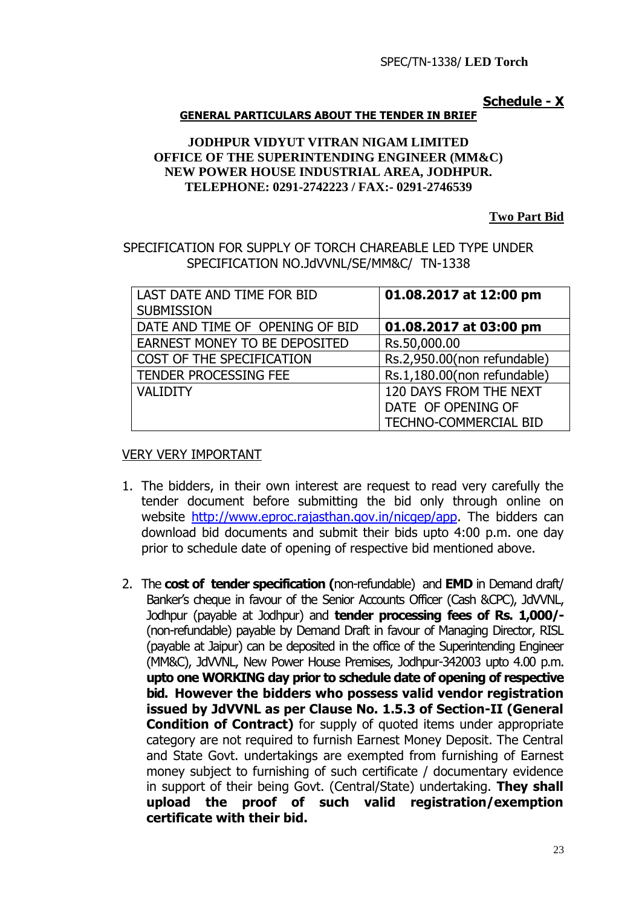SPEC/TN-1338/ **LED Torch**

**Schedule - X**

**GENERAL PARTICULARS ABOUT THE TENDER IN BRIEF**

**JODHPUR VIDYUT VITRAN NIGAM LIMITED**
**OFFICE OF THE SUPERINTENDING ENGINEER (MM&C)**
**NEW POWER HOUSE INDUSTRIAL AREA, JODHPUR.**
**TELEPHONE: 0291-2742223 / FAX:- 0291-2746539**

**Two Part Bid**

SPECIFICATION FOR SUPPLY OF TORCH CHAREABLE LED TYPE UNDER SPECIFICATION NO.JdVVNL/SE/MM&C/ TN-1338

| LAST DATE AND TIME FOR BID SUBMISSION | **01.08.2017 at 12:00 pm** |
|---|---|
| DATE AND TIME OF OPENING OF BID | **01.08.2017 at 03:00 pm** |
| EARNEST MONEY TO BE DEPOSITED | Rs.50,000.00 |
| COST OF THE SPECIFICATION | Rs.2,950.00(non refundable) |
| TENDER PROCESSING FEE | Rs.1,180.00(non refundable) |
| VALIDITY | 120 DAYS FROM THE NEXT DATE OF OPENING OF TECHNO-COMMERCIAL BID |

VERY VERY IMPORTANT

1. The bidders, in their own interest are request to read very carefully the tender document before submitting the bid only through online on website http://www.eproc.rajasthan.gov.in/nicgep/app. The bidders can download bid documents and submit their bids upto 4:00 p.m. one day prior to schedule date of opening of respective bid mentioned above.

2. The **cost of tender specification (**non-refundable) and **EMD** in Demand draft/ Banker's cheque in favour of the Senior Accounts Officer (Cash &CPC), JdVVNL, Jodhpur (payable at Jodhpur) and **tender processing fees of Rs. 1,000/-** (non-refundable) payable by Demand Draft in favour of Managing Director, RISL (payable at Jaipur) can be deposited in the office of the Superintending Engineer (MM&C), JdVVNL, New Power House Premises, Jodhpur-342003 upto 4.00 p.m. **upto one WORKING day prior to schedule date of opening of respective bid. However the bidders who possess valid vendor registration issued by JdVVNL as per Clause No. 1.5.3 of Section-II (General Condition of Contract)** for supply of quoted items under appropriate category are not required to furnish Earnest Money Deposit. The Central and State Govt. undertakings are exempted from furnishing of Earnest money subject to furnishing of such certificate / documentary evidence in support of their being Govt. (Central/State) undertaking. **They shall upload the proof of such valid registration/exemption certificate with their bid.**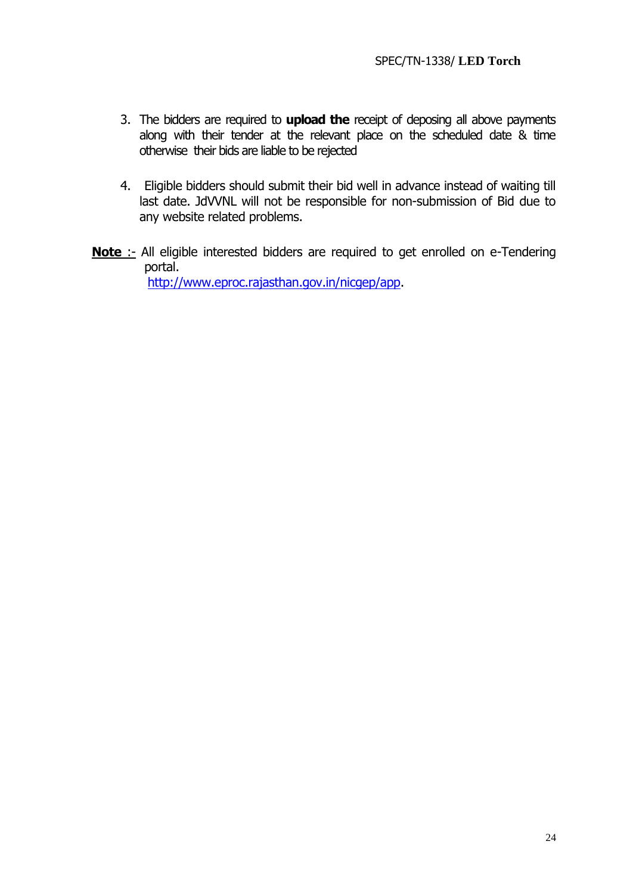3. The bidders are required to **upload the** receipt of deposing all above payments along with their tender at the relevant place on the scheduled date & time otherwise their bids are liable to be rejected

4. Eligible bidders should submit their bid well in advance instead of waiting till last date. JdVVNL will not be responsible for non-submission of Bid due to any website related problems.

**Note** :- All eligible interested bidders are required to get enrolled on e-Tendering portal.
[http://www.eproc.rajasthan.gov.in/nicgep/app](http://www.eproc.rajasthan.gov.in/nicgep/app).